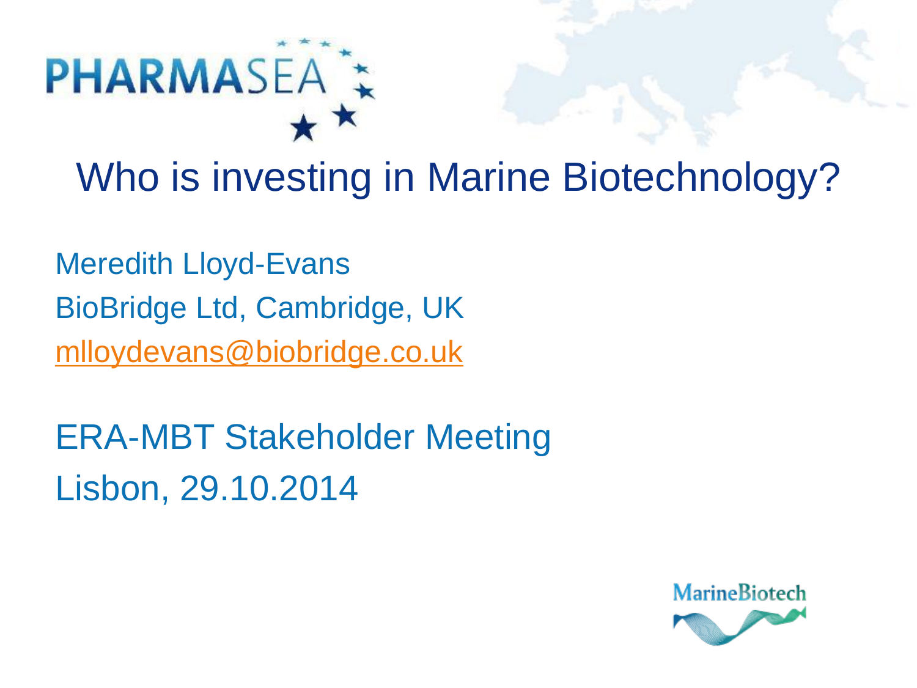PHARMASEA

# Who is investing in Marine Biotechnology?

Meredith Lloyd-Evans

BioBridge Ltd, Cambridge, UK

mlloydevans@biobridge.co.uk

ERA-MBT Stakeholder Meeting

Lisbon, 29.10.2014

MarineBiotech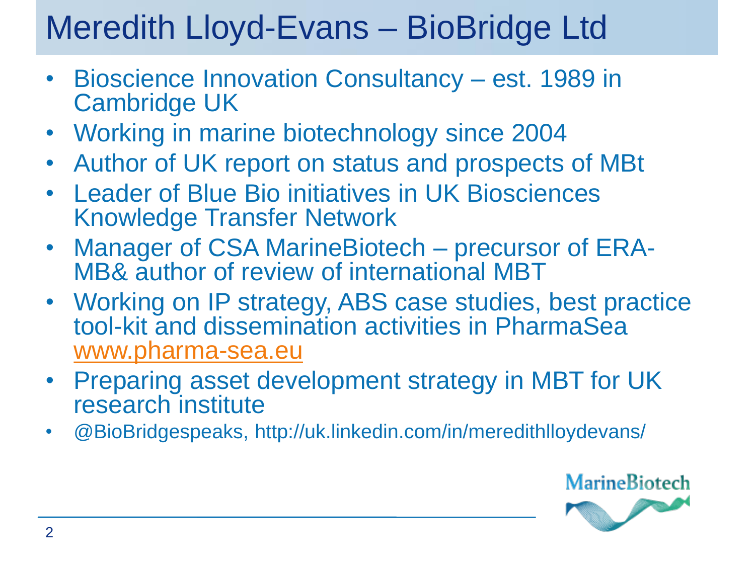# Meredith Lloyd-Evans – BioBridge Ltd

- Bioscience Innovation Consultancy – est. 1989 in Cambridge UK
- Working in marine biotechnology since 2004
- Author of UK report on status and prospects of MBt
- Leader of Blue Bio initiatives in UK Biosciences Knowledge Transfer Network
- Manager of CSA MarineBiotech – precursor of ERA-MB& author of review of international MBT
- Working on IP strategy, ABS case studies, best practice tool-kit and dissemination activities in PharmaSea www.pharma-sea.eu
- Preparing asset development strategy in MBT for UK research institute
- @BioBridgespeaks, http://uk.linkedin.com/in/meredithlloydevans/

MarineBiotech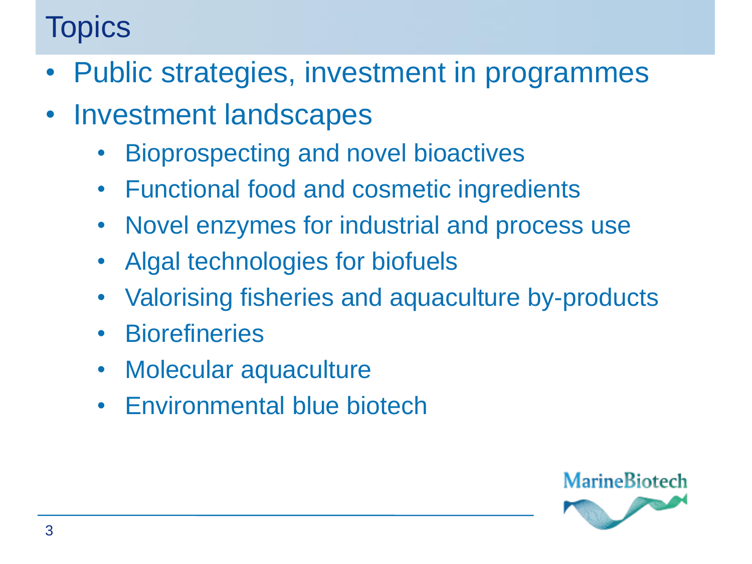# Topics

- Public strategies, investment in programmes
- Investment landscapes
    - Bioprospecting and novel bioactives
    - Functional food and cosmetic ingredients
    - Novel enzymes for industrial and process use
    - Algal technologies for biofuels
    - Valorising fisheries and aquaculture by-products
    - Biorefineries
    - Molecular aquaculture
    - Environmental blue biotech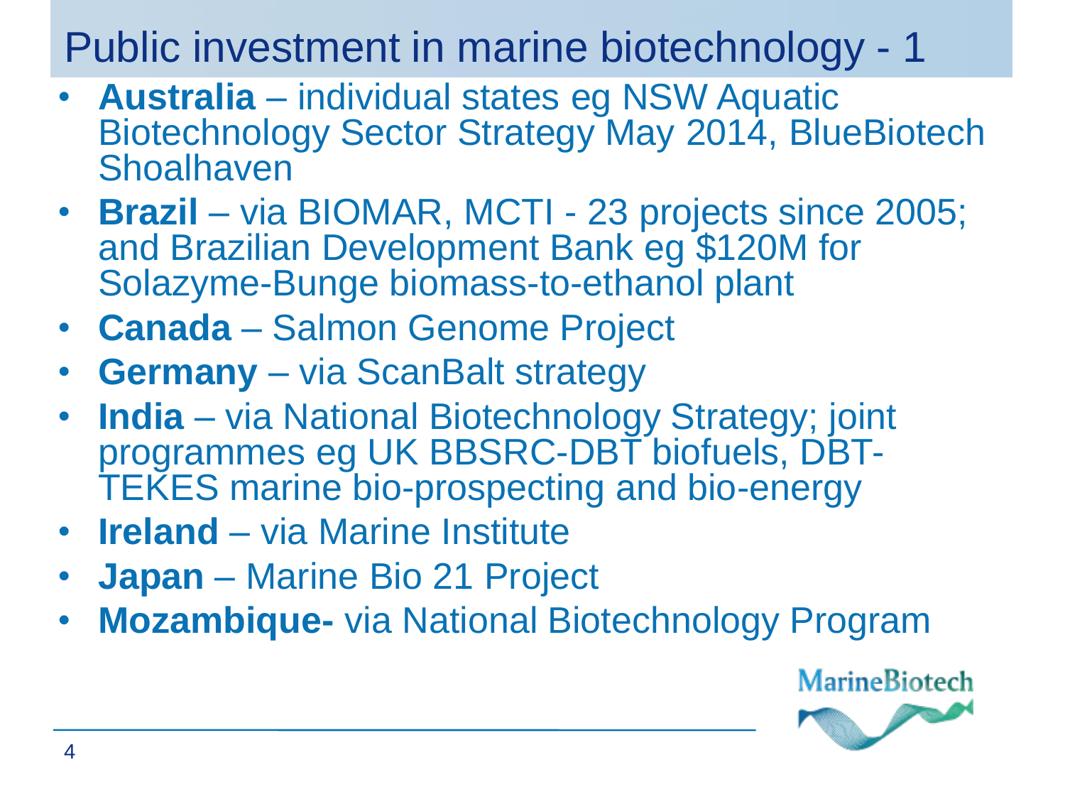# Public investment in marine biotechnology - 1

- **Australia** – individual states eg NSW Aquatic Biotechnology Sector Strategy May 2014, BlueBiotech Shoalhaven
- **Brazil** – via BIOMAR, MCTI - 23 projects since 2005; and Brazilian Development Bank eg $120M for Solazyme-Bunge biomass-to-ethanol plant
- **Canada** – Salmon Genome Project
- **Germany** – via ScanBalt strategy
- **India** – via National Biotechnology Strategy; joint programmes eg UK BBSRC-DBT biofuels, DBT-TEKES marine bio-prospecting and bio-energy
- **Ireland** – via Marine Institute
- **Japan** – Marine Bio 21 Project
- **Mozambique-** via National Biotechnology Program

MarineBiotech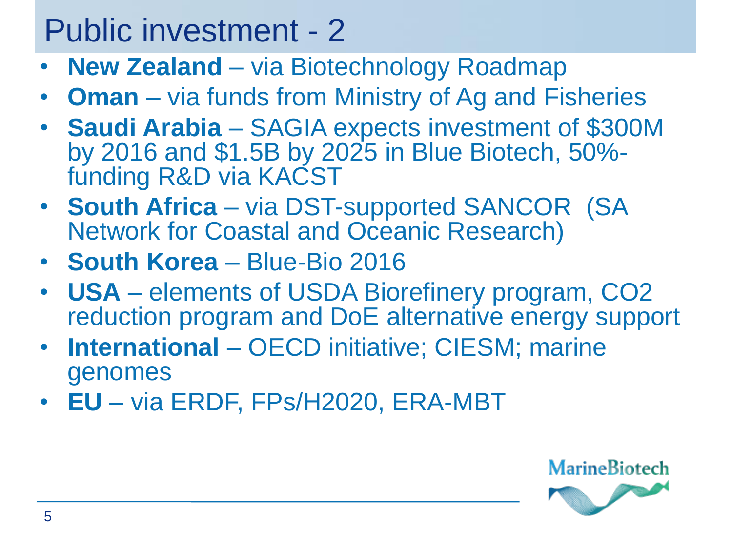# Public investment - 2

- **New Zealand** – via Biotechnology Roadmap
- **Oman** – via funds from Ministry of Ag and Fisheries
- **Saudi Arabia** – SAGIA expects investment of $300M by 2016 and $1.5B by 2025 in Blue Biotech, 50%-funding R&D via KACST
- **South Africa** – via DST-supported SANCOR (SA Network for Coastal and Oceanic Research)
- **South Korea** – Blue-Bio 2016
- **USA** – elements of USDA Biorefinery program, CO2 reduction program and DoE alternative energy support
- **International** – OECD initiative; CIESM; marine genomes
- **EU** – via ERDF, FPs/H2020, ERA-MBT

MarineBiotech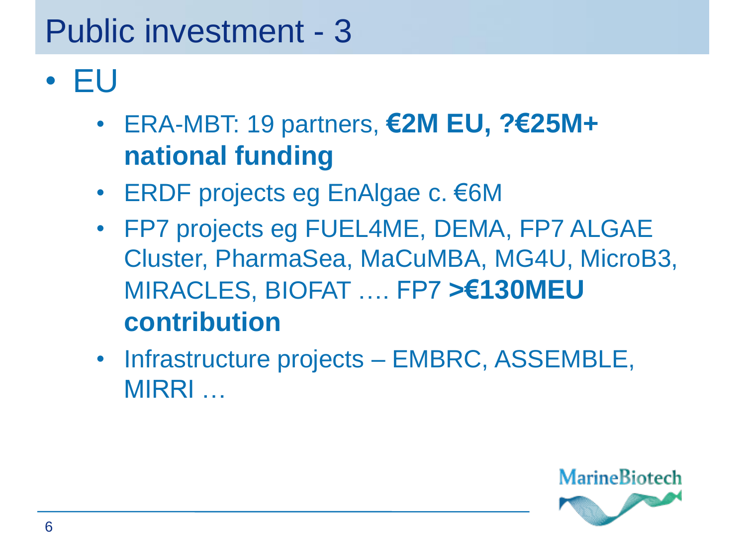# Public investment - 3

- EU
  - ERA-MBT: 19 partners, **€2M EU, ?€25M+ national funding**
  - ERDF projects eg EnAlgae c. €6M
  - FP7 projects eg FUEL4ME, DEMA, FP7 ALGAE Cluster, PharmaSea, MaCuMBA, MG4U, MicroB3, MIRACLES, BIOFAT …. FP7 **>€130MEU contribution**
  - Infrastructure projects – EMBRC, ASSEMBLE, MIRRI …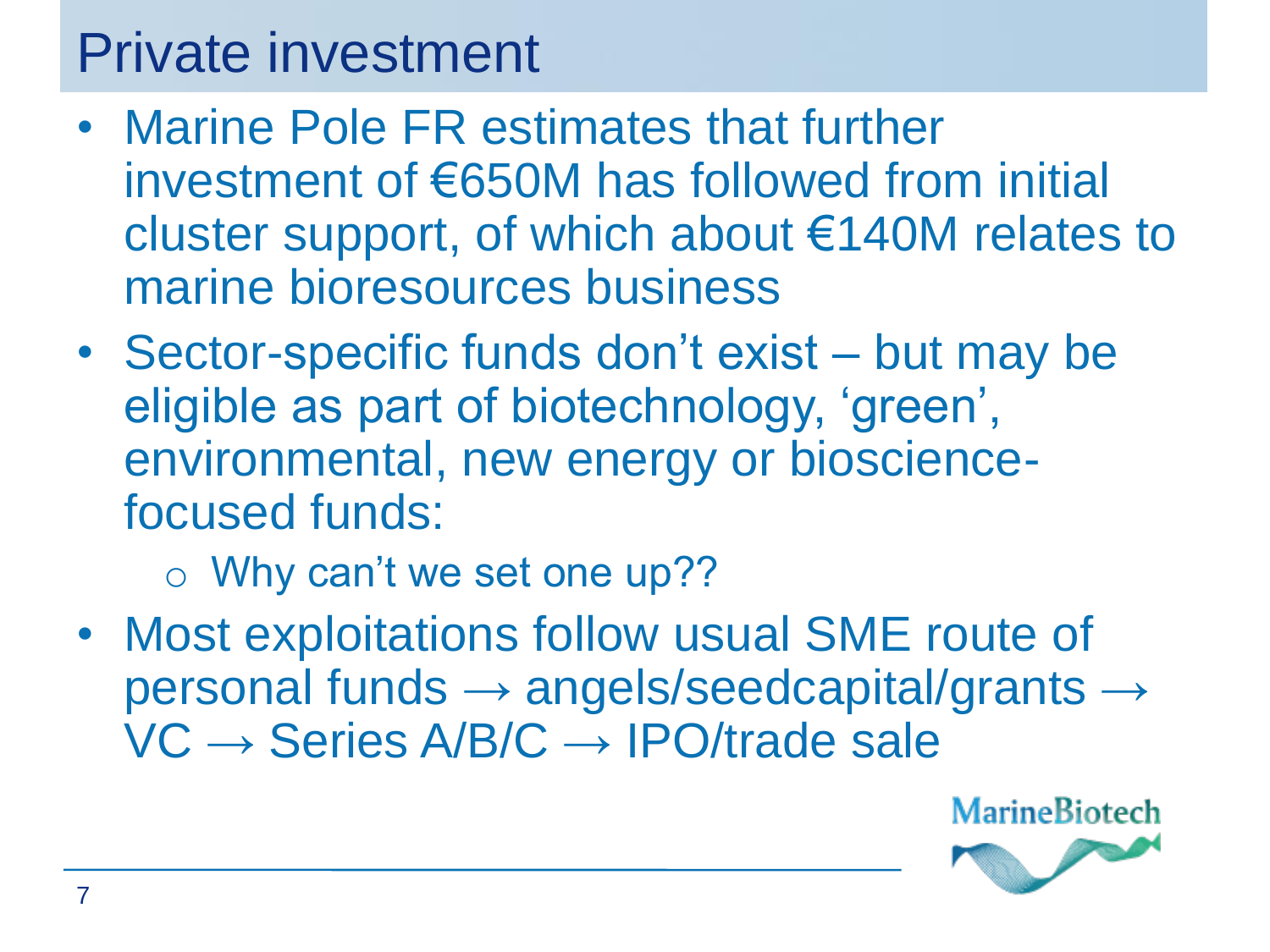# Private investment

- Marine Pole FR estimates that further investment of €650M has followed from initial cluster support, of which about €140M relates to marine bioresources business
- Sector-specific funds don't exist – but may be eligible as part of biotechnology, 'green', environmental, new energy or bioscience-focused funds:
  - Why can't we set one up??
- Most exploitations follow usual SME route of personal funds → angels/seedcapital/grants → VC → Series A/B/C → IPO/trade sale

MarineBiotech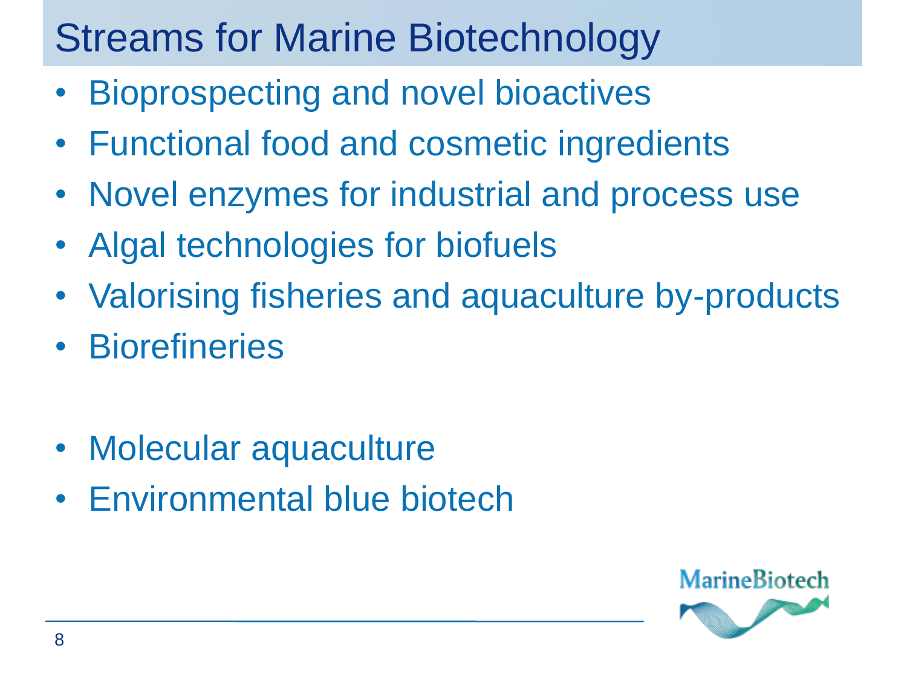# Streams for Marine Biotechnology

- Bioprospecting and novel bioactives
- Functional food and cosmetic ingredients
- Novel enzymes for industrial and process use
- Algal technologies for biofuels
- Valorising fisheries and aquaculture by-products
- Biorefineries

- Molecular aquaculture
- Environmental blue biotech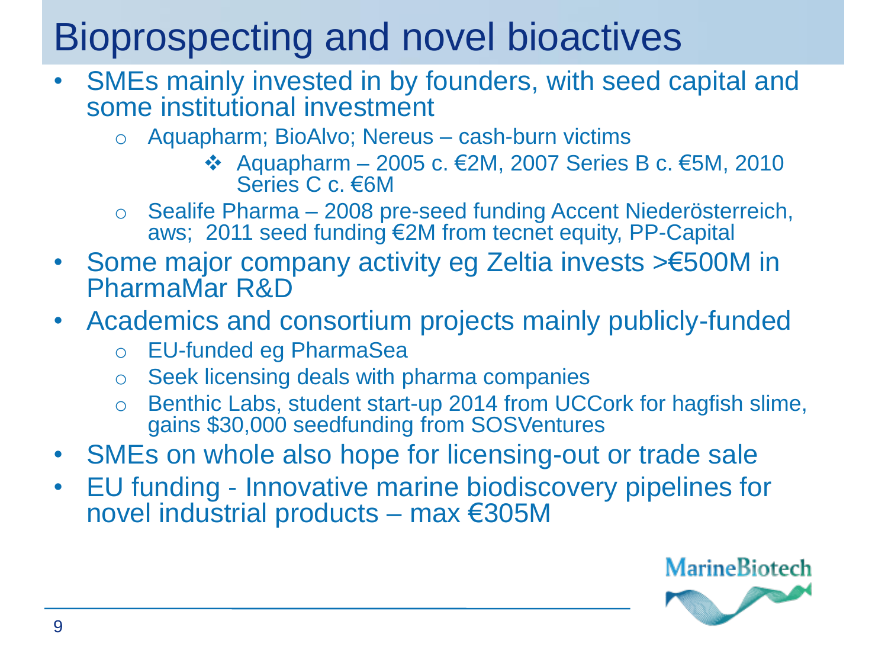# Bioprospecting and novel bioactives

- SMEs mainly invested in by founders, with seed capital and some institutional investment
  - Aquapharm; BioAlvo; Nereus – cash-burn victims
    - Aquapharm – 2005 c. €2M, 2007 Series B c. €5M, 2010 Series C c. €6M
  - Sealife Pharma – 2008 pre-seed funding Accent Niederösterreich, aws; 2011 seed funding €2M from tecnet equity, PP-Capital
- Some major company activity eg Zeltia invests >€500M in PharmaMar R&D
- Academics and consortium projects mainly publicly-funded
  - EU-funded eg PharmaSea
  - Seek licensing deals with pharma companies
  - Benthic Labs, student start-up 2014 from UCCork for hagfish slime, gains $30,000 seedfunding from SOSVentures
- SMEs on whole also hope for licensing-out or trade sale
- EU funding - Innovative marine biodiscovery pipelines for novel industrial products – max €305M

MarineBiotech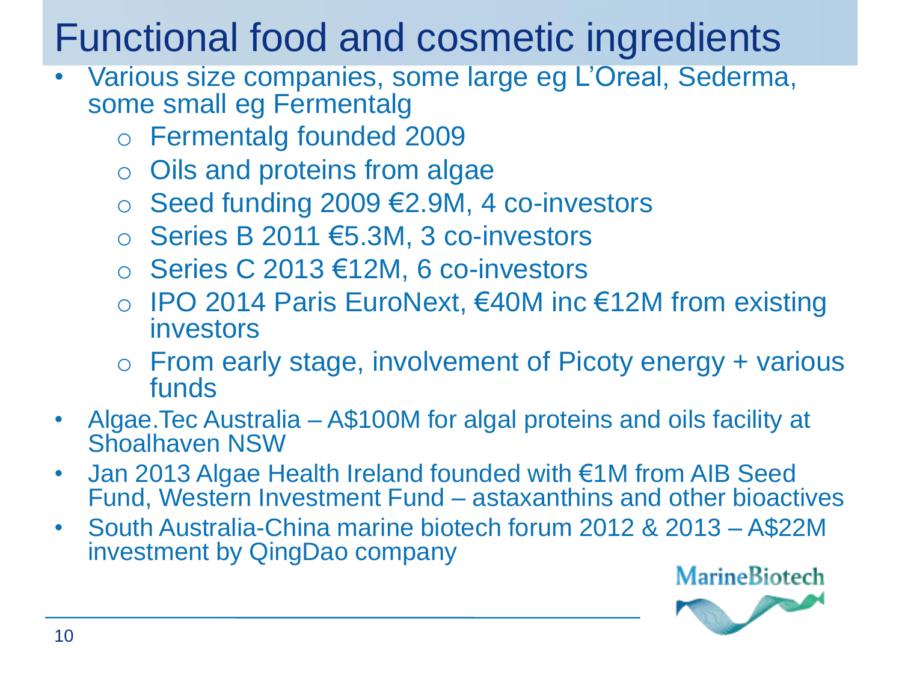# Functional food and cosmetic ingredients

- Various size companies, some large eg L'Oreal, Sederma, some small eg Fermentalg
  - Fermentalg founded 2009
  - Oils and proteins from algae
  - Seed funding 2009 €2.9M, 4 co-investors
  - Series B 2011 €5.3M, 3 co-investors
  - Series C 2013 €12M, 6 co-investors
  - IPO 2014 Paris EuroNext, €40M inc €12M from existing investors
  - From early stage, involvement of Picoty energy + various funds
- Algae.Tec Australia – A$100M for algal proteins and oils facility at Shoalhaven NSW
- Jan 2013 Algae Health Ireland founded with €1M from AIB Seed Fund, Western Investment Fund – astaxanthins and other bioactives
- South Australia-China marine biotech forum 2012 & 2013 – A$22M investment by QingDao company

MarineBiotech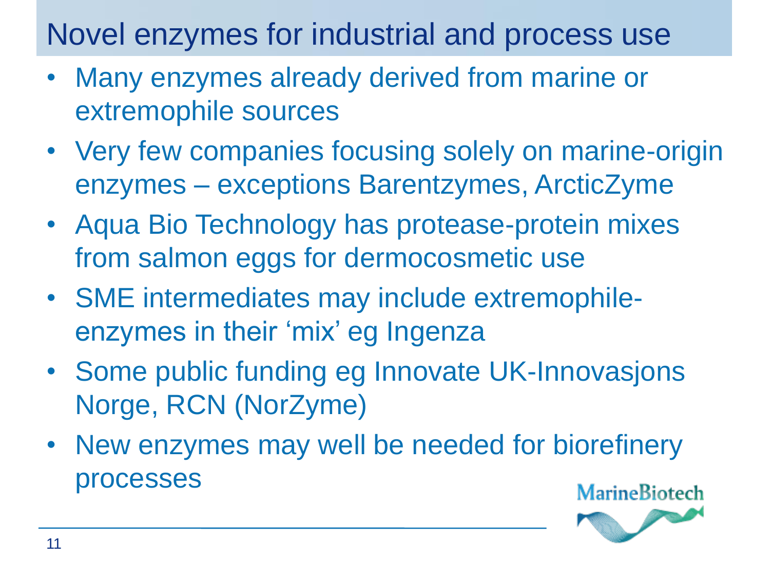# Novel enzymes for industrial and process use

- Many enzymes already derived from marine or extremophile sources
- Very few companies focusing solely on marine-origin enzymes – exceptions Barentzymes, ArcticZyme
- Aqua Bio Technology has protease-protein mixes from salmon eggs for dermocosmetic use
- SME intermediates may include extremophile-enzymes in their 'mix' eg Ingenza
- Some public funding eg Innovate UK-Innovasjons Norge, RCN (NorZyme)
- New enzymes may well be needed for biorefinery processes

MarineBiotech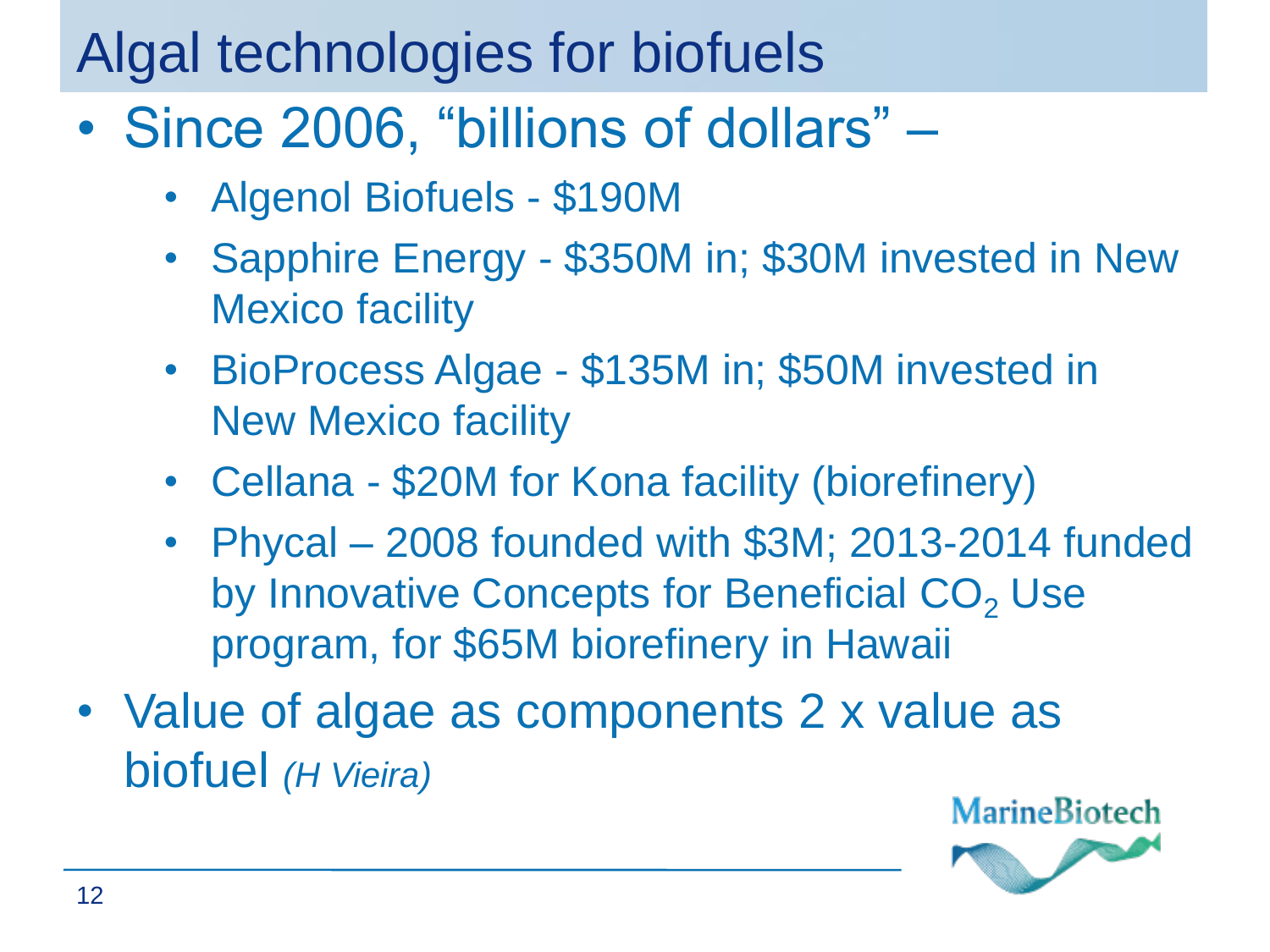# Algal technologies for biofuels

- Since 2006, "billions of dollars" –
  - Algenol Biofuels - \$190M
  - Sapphire Energy - \$350M in; \$30M invested in New Mexico facility
  - BioProcess Algae - \$135M in; \$50M invested in New Mexico facility
  - Cellana - \$20M for Kona facility (biorefinery)
  - Phycal – 2008 founded with \$3M; 2013-2014 funded by Innovative Concepts for Beneficial $CO_2$ Use program, for \$65M biorefinery in Hawaii
- Value of algae as components 2 x value as biofuel *(H Vieira)*

MarineBiotech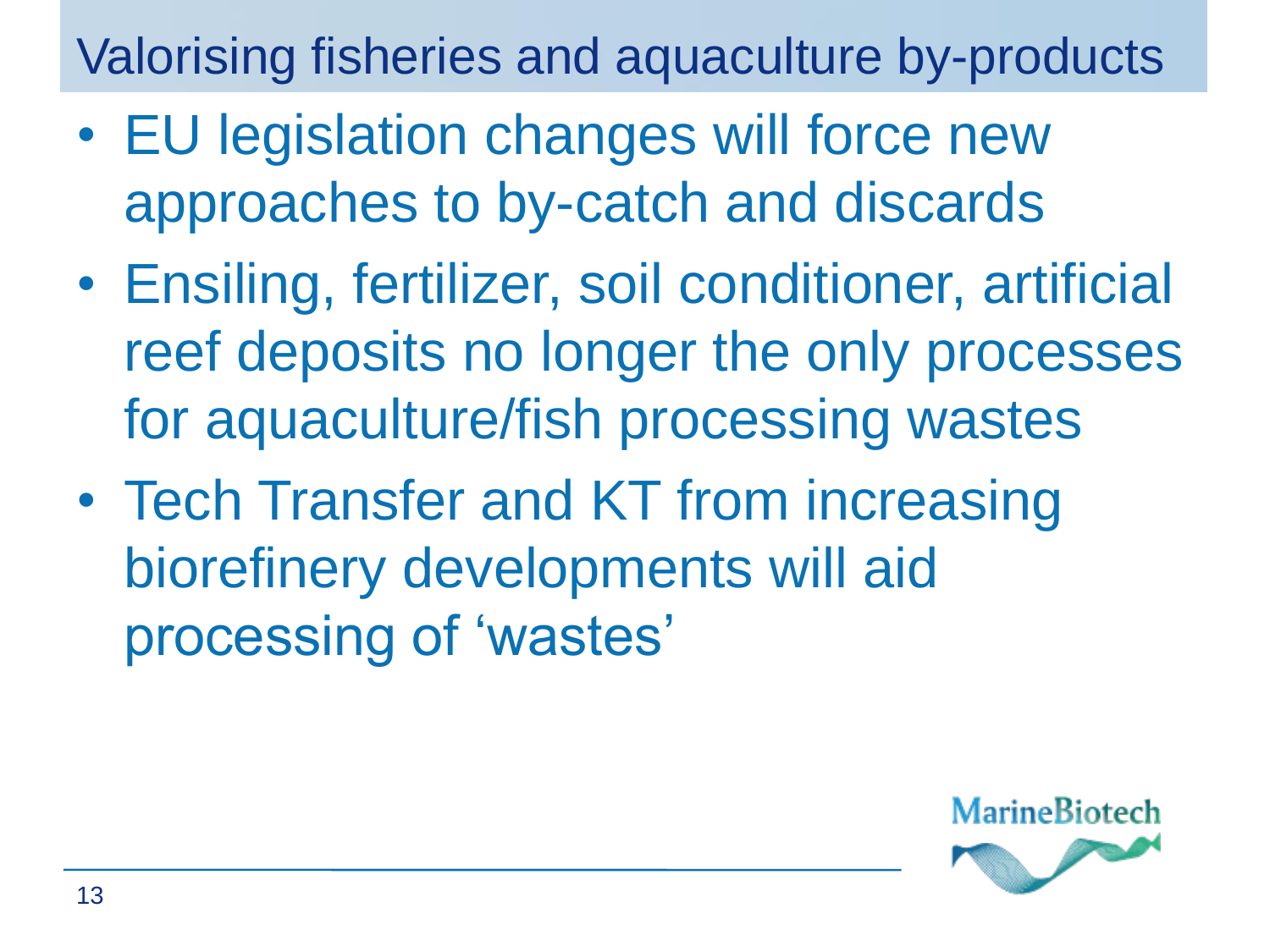# Valorising fisheries and aquaculture by-products

- EU legislation changes will force new approaches to by-catch and discards
- Ensiling, fertilizer, soil conditioner, artificial reef deposits no longer the only processes for aquaculture/fish processing wastes
- Tech Transfer and KT from increasing biorefinery developments will aid processing of 'wastes'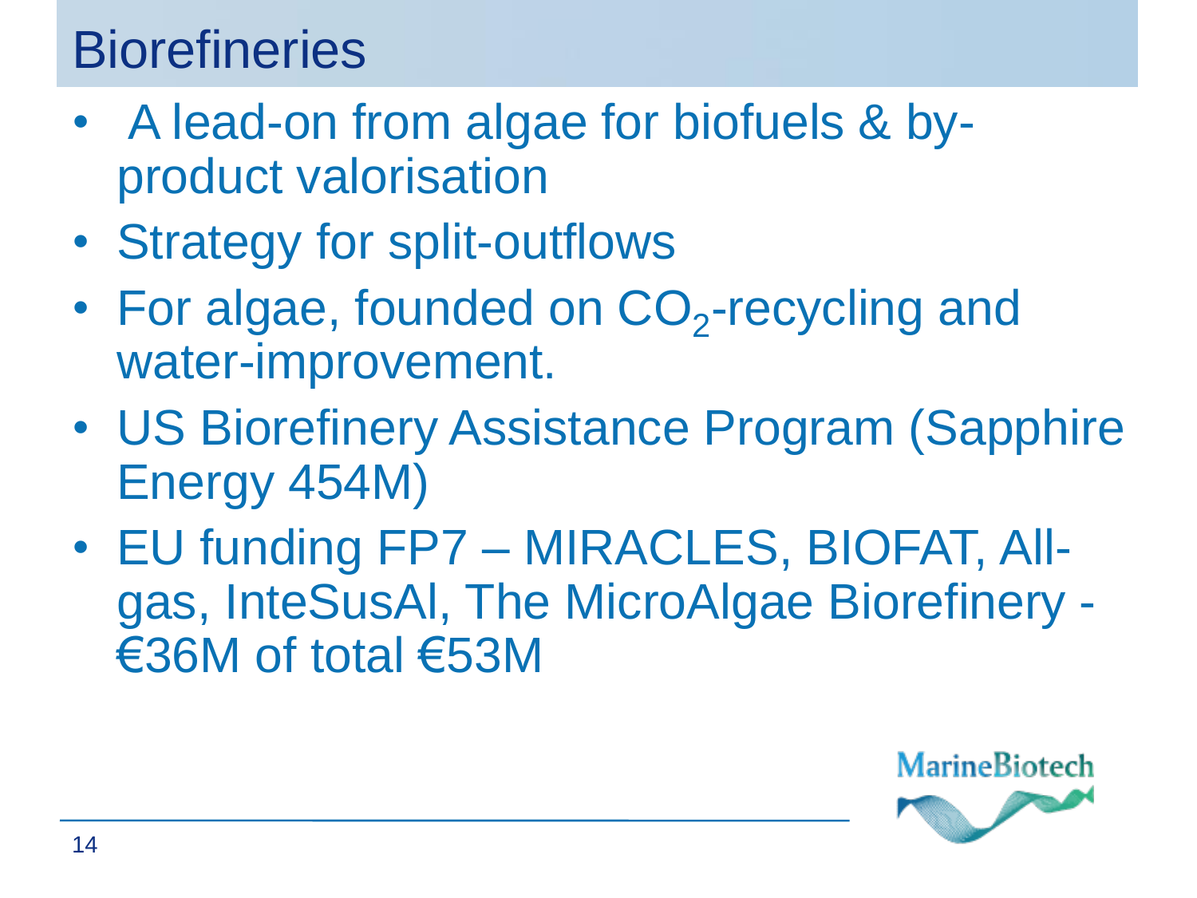# Biorefineries

- A lead-on from algae for biofuels & by-product valorisation
- Strategy for split-outflows
- For algae, founded on $CO_2$-recycling and water-improvement.
- US Biorefinery Assistance Program (Sapphire Energy 454M)
- EU funding FP7 – MIRACLES, BIOFAT, All-gas, InteSusAl, The MicroAlgae Biorefinery - €36M of total €53M

MarineBiotech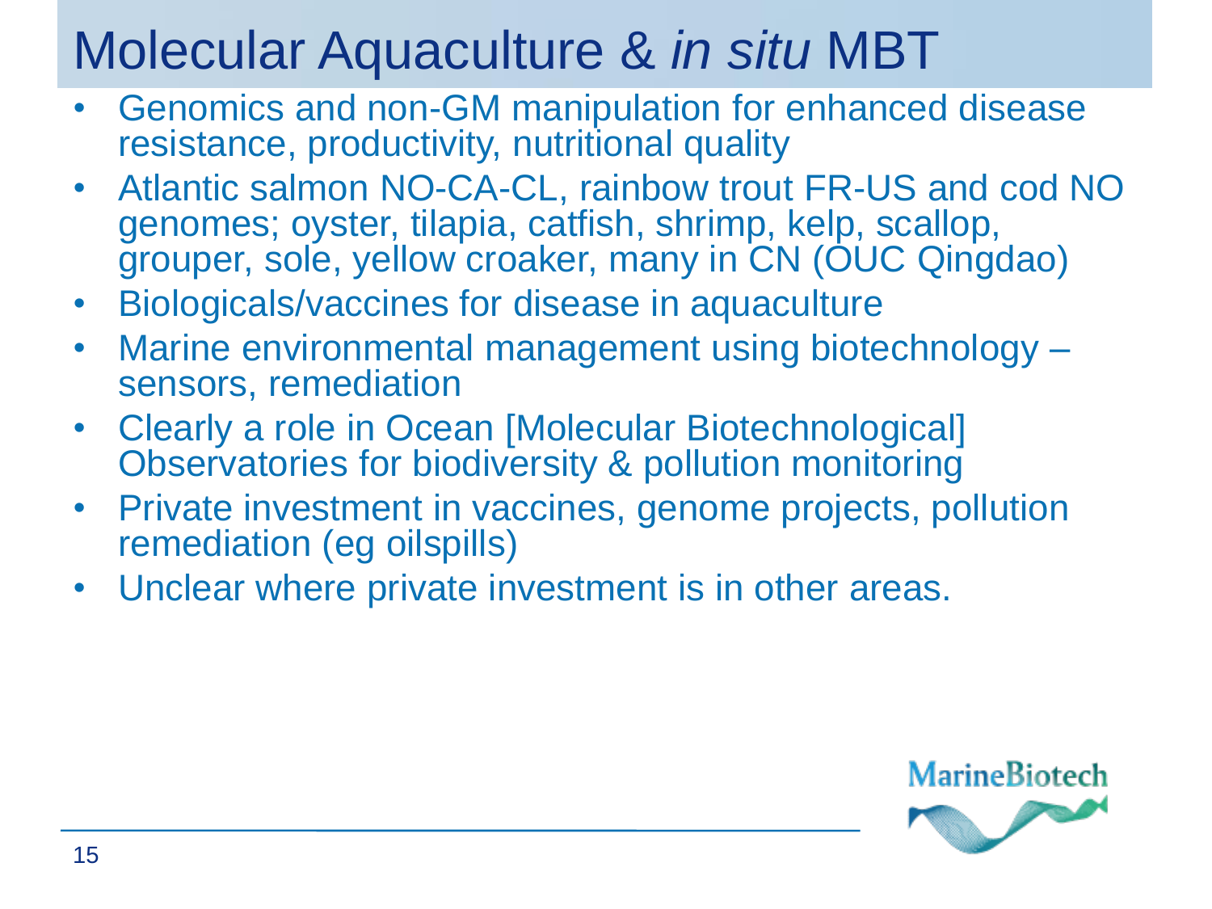# Molecular Aquaculture & *in situ* MBT

- Genomics and non-GM manipulation for enhanced disease resistance, productivity, nutritional quality
- Atlantic salmon NO-CA-CL, rainbow trout FR-US and cod NO genomes; oyster, tilapia, catfish, shrimp, kelp, scallop, grouper, sole, yellow croaker, many in CN (OUC Qingdao)
- Biologicals/vaccines for disease in aquaculture
- Marine environmental management using biotechnology – sensors, remediation
- Clearly a role in Ocean [Molecular Biotechnological] Observatories for biodiversity & pollution monitoring
- Private investment in vaccines, genome projects, pollution remediation (eg oilspills)
- Unclear where private investment is in other areas.

MarineBiotech